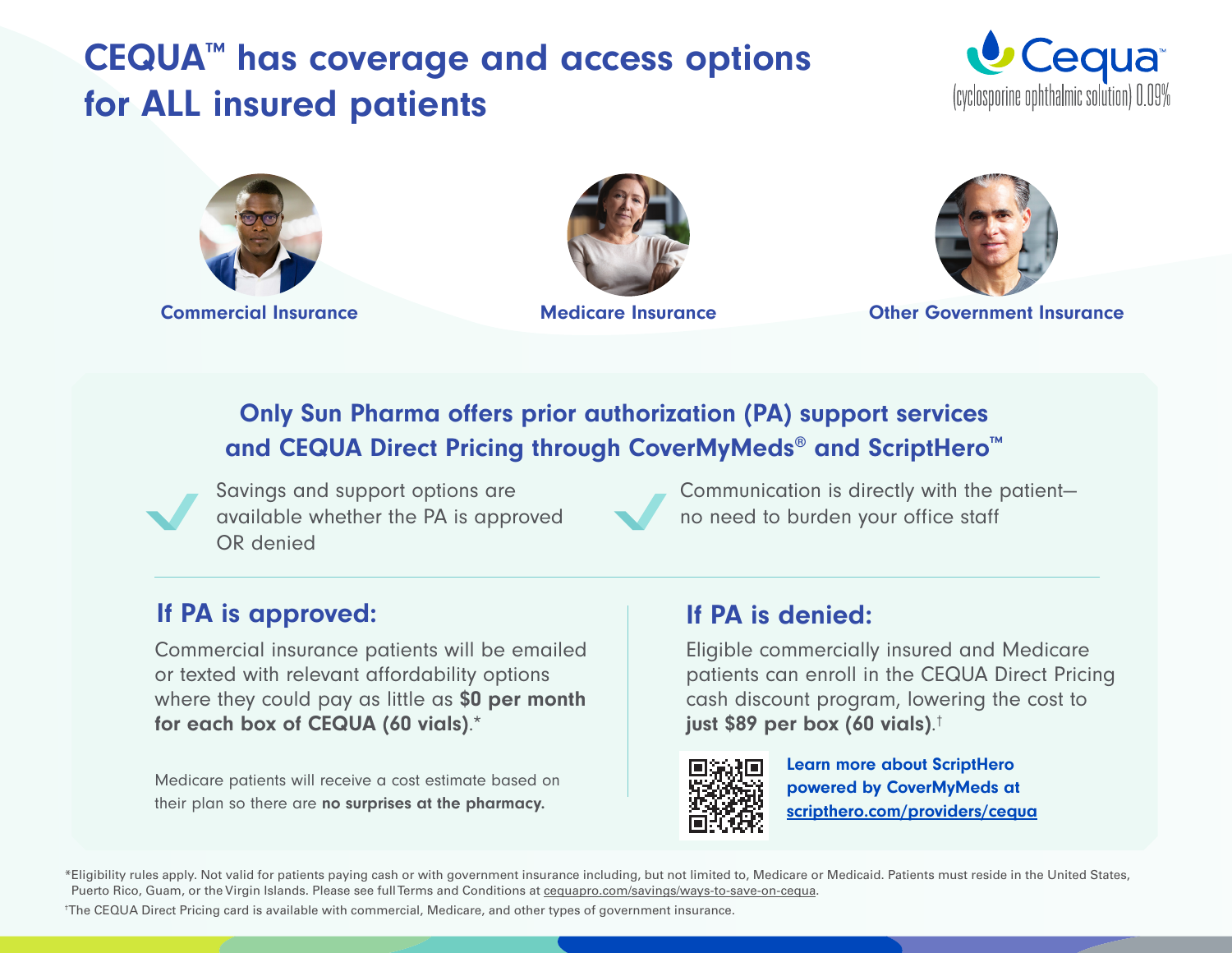# CEQUA™ has coverage and access options for ALL insured patients

Cequa™ (cyclosporine ophthalmic solution) 0.09%

**Commercial Insurance**

**Medicare Insurance**

**Other Government Insurance**

## Only Sun Pharma offers prior authorization (PA) support services and CEQUA Direct Pricing through CoverMyMeds® and ScriptHero™

- Savings and support options are available whether the PA is approved OR denied
- Communication is directly with the patient—no need to burden your office staff

### If PA is approved:

Commercial insurance patients will be emailed or texted with relevant affordability options where they could pay as little as **$0 per month for each box of CEQUA (60 vials)**.*

Medicare patients will receive a cost estimate based on their plan so there are **no surprises at the pharmacy.**

### If PA is denied:

Eligible commercially insured and Medicare patients can enroll in the CEQUA Direct Pricing cash discount program, lowering the cost to **just $89 per box (60 vials)**.†

**Learn more about ScriptHero powered by CoverMyMeds at scripthero.com/providers/cequa**

*Eligibility rules apply. Not valid for patients paying cash or with government insurance including, but not limited to, Medicare or Medicaid. Patients must reside in the United States, Puerto Rico, Guam, or the Virgin Islands. Please see full Terms and Conditions at cequapro.com/savings/ways-to-save-on-cequa.

†The CEQUA Direct Pricing card is available with commercial, Medicare, and other types of government insurance.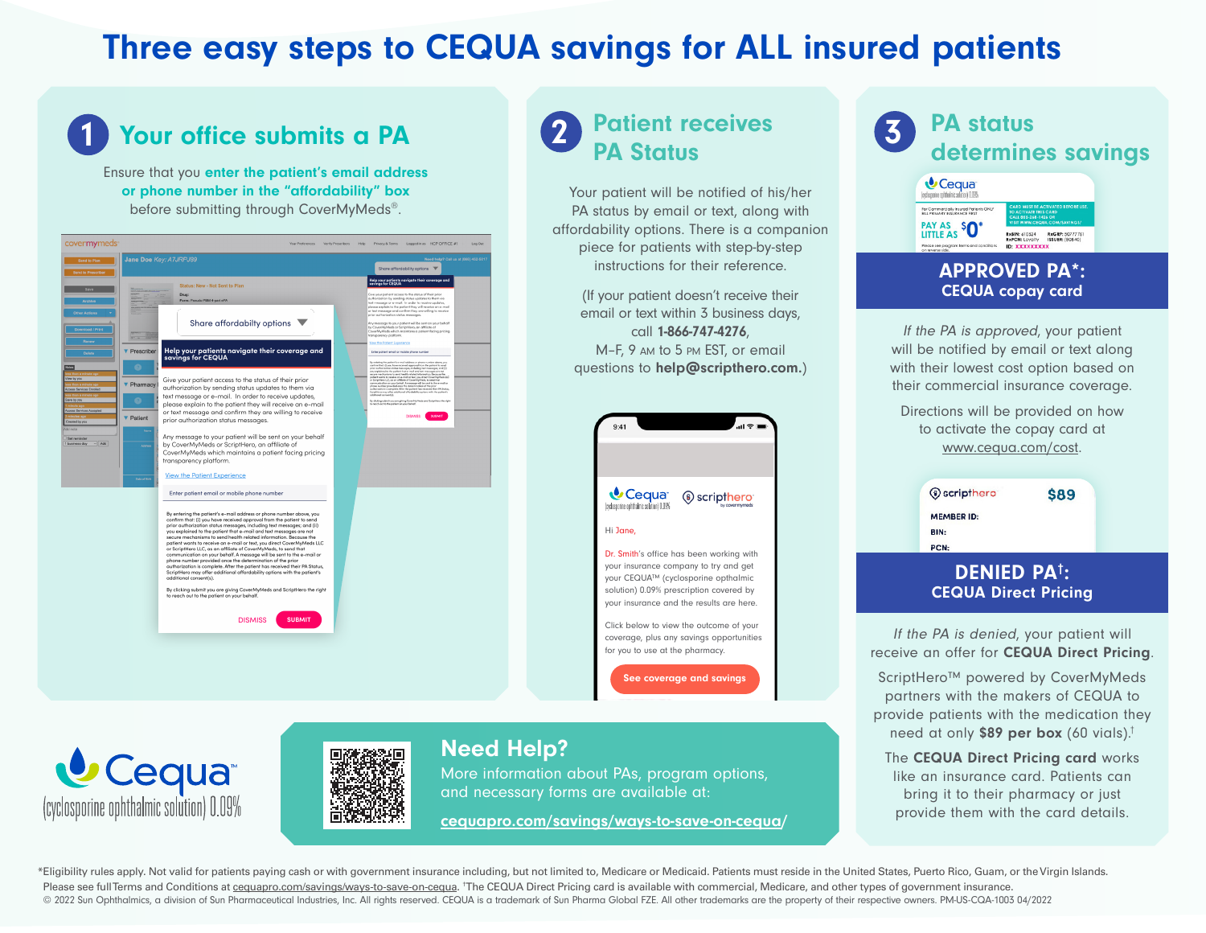# Three easy steps to CEQUA savings for ALL insured patients

## 1 Your office submits a PA

Ensure that you **enter the patient's email address or phone number in the "affordability" box** before submitting through CoverMyMeds®.

## 2 Patient receives PA Status

Your patient will be notified of his/her PA status by email or text, along with affordability options. There is a companion piece for patients with step-by-step instructions for their reference.

(If your patient doesn't receive their email or text within 3 business days, call **1-866-747-4276**, M-F, 9 AM to 5 PM EST, or email questions to **help@scripthero.com**.)

## 3 PA status determines savings

### APPROVED PA*: CEQUA copay card

*If the PA is approved*, your patient will be notified by email or text along with their lowest cost option based on their commercial insurance coverage.

Directions will be provided on how to activate the copay card at www.cequa.com/cost.

### DENIED PA†: CEQUA Direct Pricing

*If the PA is denied*, your patient will receive an offer for **CEQUA Direct Pricing**.

ScriptHero™ powered by CoverMyMeds partners with the makers of CEQUA to provide patients with the medication they need at only **$89 per box** (60 vials).†

The **CEQUA Direct Pricing card** works like an insurance card. Patients can bring it to their pharmacy or just provide them with the card details.

## Need Help?

More information about PAs, program options, and necessary forms are available at:

cequapro.com/savings/ways-to-save-on-cequa/

Cequa™ (cyclosporine ophthalmic solution) 0.09%

*Eligibility rules apply. Not valid for patients paying cash or with government insurance including, but not limited to, Medicare or Medicaid. Patients must reside in the United States, Puerto Rico, Guam, or the Virgin Islands. Please see full Terms and Conditions at cequapro.com/savings/ways-to-save-on-cequa. †The CEQUA Direct Pricing card is available with commercial, Medicare, and other types of government insurance.

© 2022 Sun Ophthalmics, a division of Sun Pharmaceutical Industries, Inc. All rights reserved. CEQUA is a trademark of Sun Pharma Global FZE. All other trademarks are the property of their respective owners. PM-US-CQA-1003 04/2022